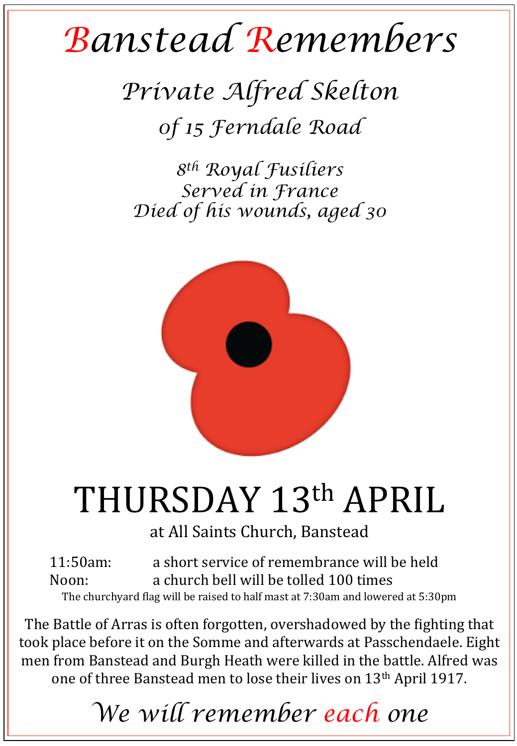# Banstead Remembers

## *Private Alfred Skelton*

### *of 15 Ferndale Road*

*8th Royal Fusiliers*
*Served in France*
*Died of his wounds, aged 30*

# THURSDAY 13th APRIL

at All Saints Church, Banstead

11:50am: a short service of remembrance will be held
Noon: a church bell will be tolled 100 times

The churchyard flag will be raised to half mast at 7:30am and lowered at 5:30pm

The Battle of Arras is often forgotten, overshadowed by the fighting that took place before it on the Somme and afterwards at Passchendaele. Eight men from Banstead and Burgh Heath were killed in the battle. Alfred was one of three Banstead men to lose their lives on 13th April 1917.

*We will remember each one*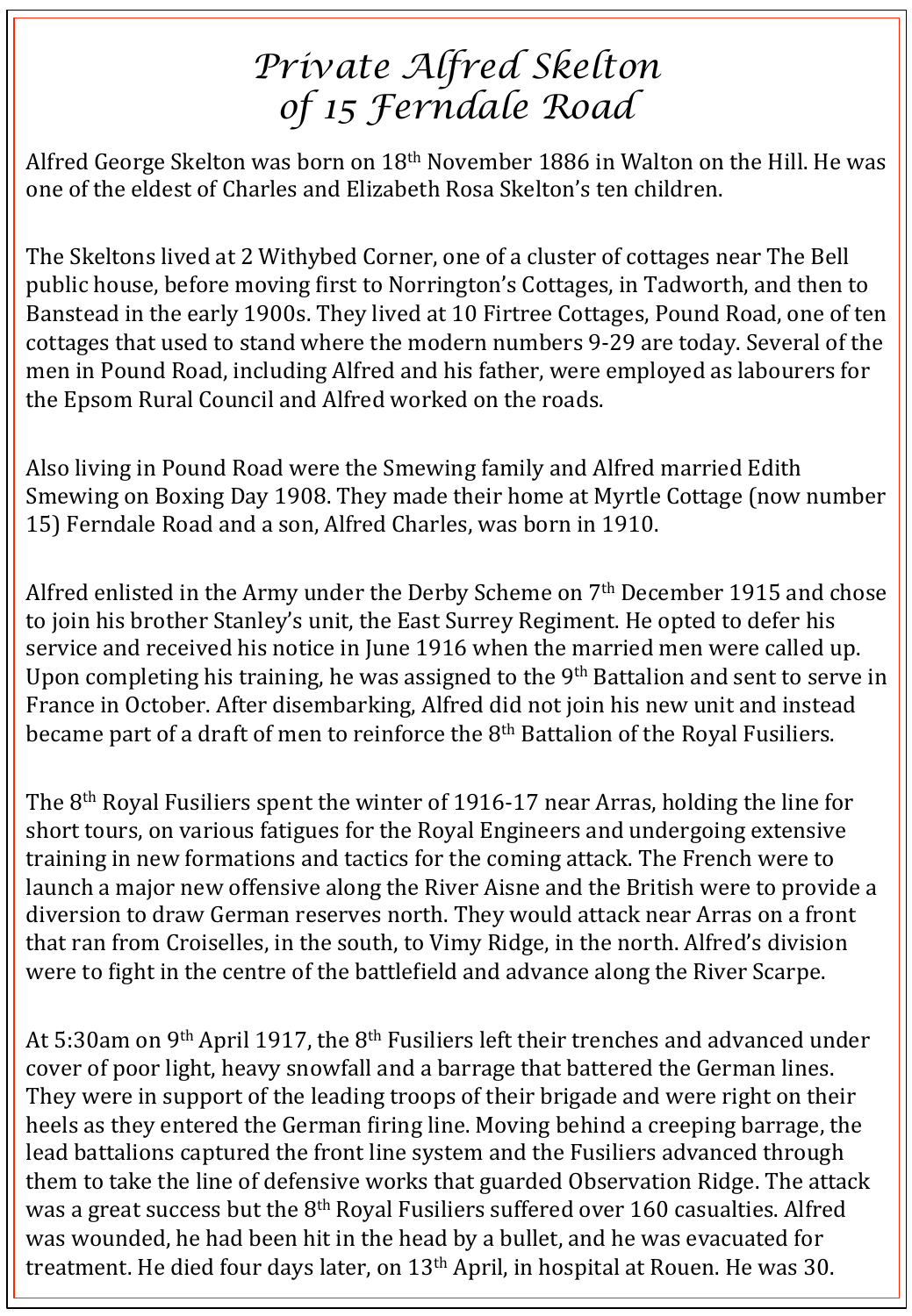# *Private Alfred Skelton of 15 Ferndale Road*

Alfred George Skelton was born on 18th November 1886 in Walton on the Hill. He was one of the eldest of Charles and Elizabeth Rosa Skelton's ten children.

The Skeltons lived at 2 Withybed Corner, one of a cluster of cottages near The Bell public house, before moving first to Norrington's Cottages, in Tadworth, and then to Banstead in the early 1900s. They lived at 10 Firtree Cottages, Pound Road, one of ten cottages that used to stand where the modern numbers 9-29 are today. Several of the men in Pound Road, including Alfred and his father, were employed as labourers for the Epsom Rural Council and Alfred worked on the roads.

Also living in Pound Road were the Smewing family and Alfred married Edith Smewing on Boxing Day 1908. They made their home at Myrtle Cottage (now number 15) Ferndale Road and a son, Alfred Charles, was born in 1910.

Alfred enlisted in the Army under the Derby Scheme on 7th December 1915 and chose to join his brother Stanley's unit, the East Surrey Regiment. He opted to defer his service and received his notice in June 1916 when the married men were called up. Upon completing his training, he was assigned to the 9th Battalion and sent to serve in France in October. After disembarking, Alfred did not join his new unit and instead became part of a draft of men to reinforce the 8th Battalion of the Royal Fusiliers.

The 8th Royal Fusiliers spent the winter of 1916-17 near Arras, holding the line for short tours, on various fatigues for the Royal Engineers and undergoing extensive training in new formations and tactics for the coming attack. The French were to launch a major new offensive along the River Aisne and the British were to provide a diversion to draw German reserves north. They would attack near Arras on a front that ran from Croiselles, in the south, to Vimy Ridge, in the north. Alfred's division were to fight in the centre of the battlefield and advance along the River Scarpe.

At 5:30am on 9th April 1917, the 8th Fusiliers left their trenches and advanced under cover of poor light, heavy snowfall and a barrage that battered the German lines. They were in support of the leading troops of their brigade and were right on their heels as they entered the German firing line. Moving behind a creeping barrage, the lead battalions captured the front line system and the Fusiliers advanced through them to take the line of defensive works that guarded Observation Ridge. The attack was a great success but the 8th Royal Fusiliers suffered over 160 casualties. Alfred was wounded, he had been hit in the head by a bullet, and he was evacuated for treatment. He died four days later, on 13th April, in hospital at Rouen. He was 30.